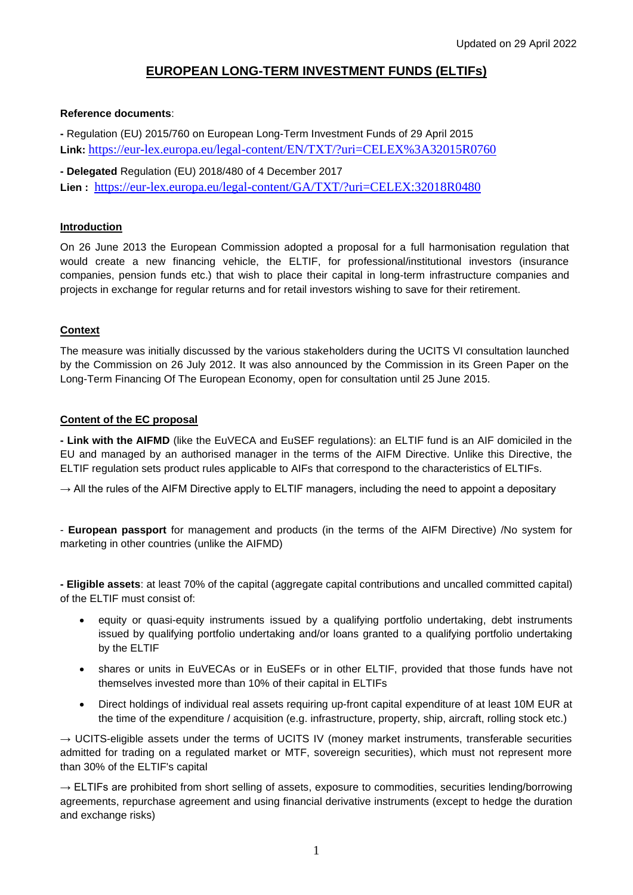Updated on 29 April 2022

# EUROPEAN LONG-TERM INVESTMENT FUNDS (ELTIFs)

**Reference documents**:

**-** Regulation (EU) 2015/760 on European Long-Term Investment Funds of 29 April 2015
**Link:** https://eur-lex.europa.eu/legal-content/EN/TXT/?uri=CELEX%3A32015R0760

**- Delegated** Regulation (EU) 2018/480 of 4 December 2017
**Lien :** https://eur-lex.europa.eu/legal-content/GA/TXT/?uri=CELEX:32018R0480

## Introduction

On 26 June 2013 the European Commission adopted a proposal for a full harmonisation regulation that would create a new financing vehicle, the ELTIF, for professional/institutional investors (insurance companies, pension funds etc.) that wish to place their capital in long-term infrastructure companies and projects in exchange for regular returns and for retail investors wishing to save for their retirement.

## Context

The measure was initially discussed by the various stakeholders during the UCITS VI consultation launched by the Commission on 26 July 2012. It was also announced by the Commission in its Green Paper on the Long-Term Financing Of The European Economy, open for consultation until 25 June 2015.

## Content of the EC proposal

**- Link with the AIFMD** (like the EuVECA and EuSEF regulations): an ELTIF fund is an AIF domiciled in the EU and managed by an authorised manager in the terms of the AIFM Directive. Unlike this Directive, the ELTIF regulation sets product rules applicable to AIFs that correspond to the characteristics of ELTIFs.

→ All the rules of the AIFM Directive apply to ELTIF managers, including the need to appoint a depositary

- **European passport** for management and products (in the terms of the AIFM Directive) /No system for marketing in other countries (unlike the AIFMD)

**- Eligible assets**: at least 70% of the capital (aggregate capital contributions and uncalled committed capital) of the ELTIF must consist of:

- equity or quasi-equity instruments issued by a qualifying portfolio undertaking, debt instruments issued by qualifying portfolio undertaking and/or loans granted to a qualifying portfolio undertaking by the ELTIF
- shares or units in EuVECAs or in EuSEFs or in other ELTIF, provided that those funds have not themselves invested more than 10% of their capital in ELTIFs
- Direct holdings of individual real assets requiring up-front capital expenditure of at least 10M EUR at the time of the expenditure / acquisition (e.g. infrastructure, property, ship, aircraft, rolling stock etc.)

→ UCITS-eligible assets under the terms of UCITS IV (money market instruments, transferable securities admitted for trading on a regulated market or MTF, sovereign securities), which must not represent more than 30% of the ELTIF's capital

→ ELTIFs are prohibited from short selling of assets, exposure to commodities, securities lending/borrowing agreements, repurchase agreement and using financial derivative instruments (except to hedge the duration and exchange risks)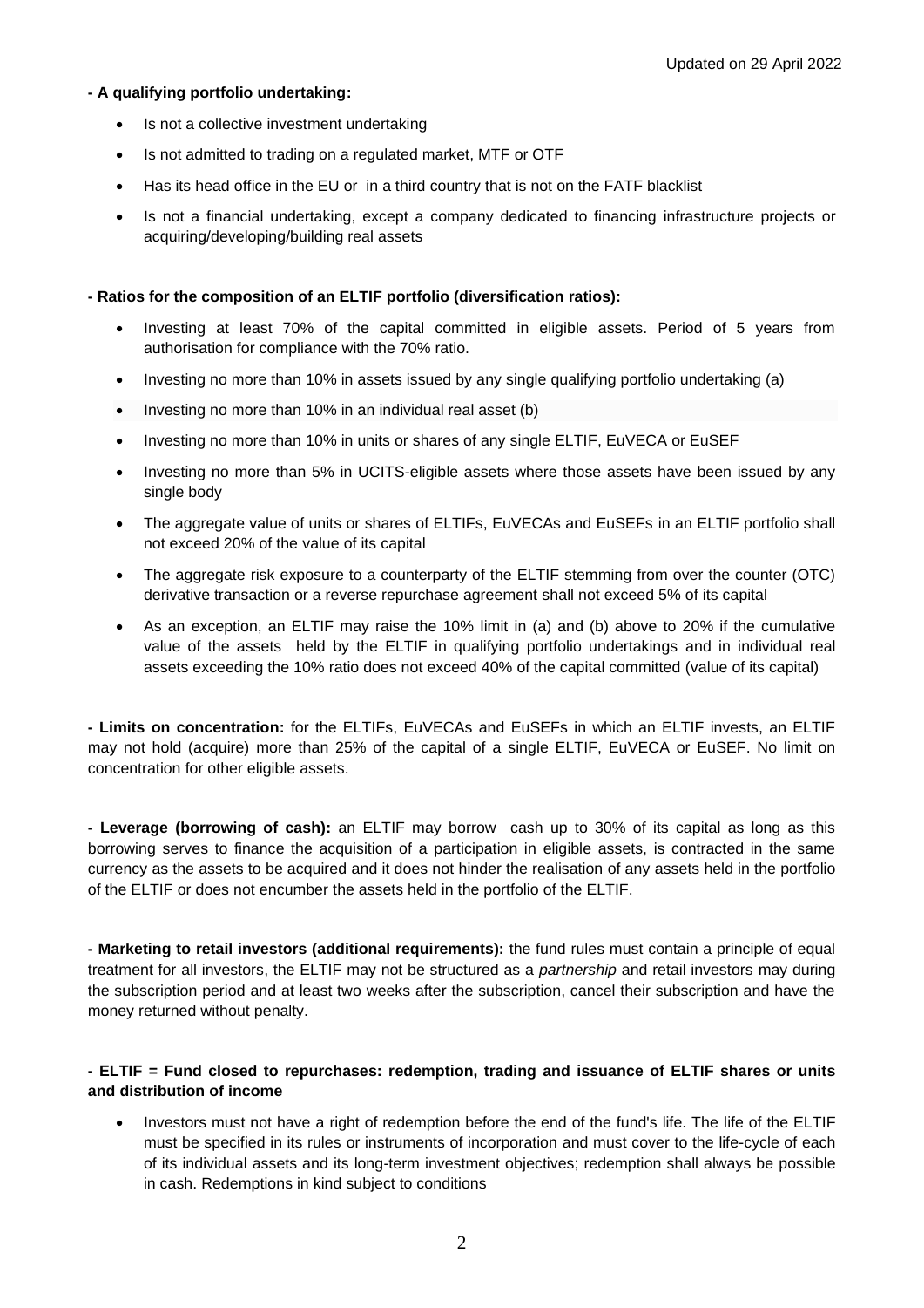**- A qualifying portfolio undertaking:**

- Is not a collective investment undertaking
- Is not admitted to trading on a regulated market, MTF or OTF
- Has its head office in the EU or in a third country that is not on the FATF blacklist
- Is not a financial undertaking, except a company dedicated to financing infrastructure projects or acquiring/developing/building real assets

**- Ratios for the composition of an ELTIF portfolio (diversification ratios):**

- Investing at least 70% of the capital committed in eligible assets. Period of 5 years from authorisation for compliance with the 70% ratio.
- Investing no more than 10% in assets issued by any single qualifying portfolio undertaking (a)
- Investing no more than 10% in an individual real asset (b)
- Investing no more than 10% in units or shares of any single ELTIF, EuVECA or EuSEF
- Investing no more than 5% in UCITS-eligible assets where those assets have been issued by any single body
- The aggregate value of units or shares of ELTIFs, EuVECAs and EuSEFs in an ELTIF portfolio shall not exceed 20% of the value of its capital
- The aggregate risk exposure to a counterparty of the ELTIF stemming from over the counter (OTC) derivative transaction or a reverse repurchase agreement shall not exceed 5% of its capital
- As an exception, an ELTIF may raise the 10% limit in (a) and (b) above to 20% if the cumulative value of the assets held by the ELTIF in qualifying portfolio undertakings and in individual real assets exceeding the 10% ratio does not exceed 40% of the capital committed (value of its capital)

**- Limits on concentration:** for the ELTIFs, EuVECAs and EuSEFs in which an ELTIF invests, an ELTIF may not hold (acquire) more than 25% of the capital of a single ELTIF, EuVECA or EuSEF. No limit on concentration for other eligible assets.

**- Leverage (borrowing of cash):** an ELTIF may borrow cash up to 30% of its capital as long as this borrowing serves to finance the acquisition of a participation in eligible assets, is contracted in the same currency as the assets to be acquired and it does not hinder the realisation of any assets held in the portfolio of the ELTIF or does not encumber the assets held in the portfolio of the ELTIF.

**- Marketing to retail investors (additional requirements):** the fund rules must contain a principle of equal treatment for all investors, the ELTIF may not be structured as a *partnership* and retail investors may during the subscription period and at least two weeks after the subscription, cancel their subscription and have the money returned without penalty.

**- ELTIF = Fund closed to repurchases: redemption, trading and issuance of ELTIF shares or units and distribution of income**

- Investors must not have a right of redemption before the end of the fund's life. The life of the ELTIF must be specified in its rules or instruments of incorporation and must cover to the life-cycle of each of its individual assets and its long-term investment objectives; redemption shall always be possible in cash. Redemptions in kind subject to conditions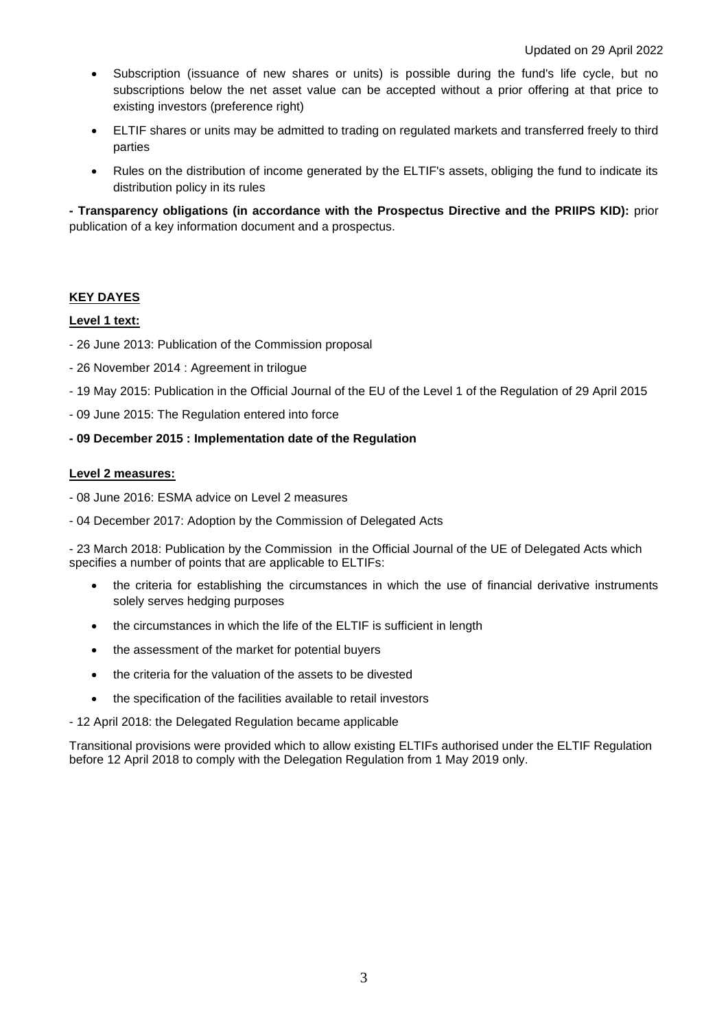- Subscription (issuance of new shares or units) is possible during the fund's life cycle, but no subscriptions below the net asset value can be accepted without a prior offering at that price to existing investors (preference right)
- ELTIF shares or units may be admitted to trading on regulated markets and transferred freely to third parties
- Rules on the distribution of income generated by the ELTIF's assets, obliging the fund to indicate its distribution policy in its rules

**- Transparency obligations (in accordance with the Prospectus Directive and the PRIIPS KID):** prior publication of a key information document and a prospectus.

## KEY DAYES

**Level 1 text:**

- 26 June 2013: Publication of the Commission proposal

- 26 November 2014 : Agreement in trilogue

- 19 May 2015: Publication in the Official Journal of the EU of the Level 1 of the Regulation of 29 April 2015

- 09 June 2015: The Regulation entered into force

**- 09 December 2015 : Implementation date of the Regulation**

**Level 2 measures:**

- 08 June 2016: ESMA advice on Level 2 measures

- 04 December 2017: Adoption by the Commission of Delegated Acts

- 23 March 2018: Publication by the Commission in the Official Journal of the UE of Delegated Acts which specifies a number of points that are applicable to ELTIFs:

- the criteria for establishing the circumstances in which the use of financial derivative instruments solely serves hedging purposes
- the circumstances in which the life of the ELTIF is sufficient in length
- the assessment of the market for potential buyers
- the criteria for the valuation of the assets to be divested
- the specification of the facilities available to retail investors

- 12 April 2018: the Delegated Regulation became applicable

Transitional provisions were provided which to allow existing ELTIFs authorised under the ELTIF Regulation before 12 April 2018 to comply with the Delegation Regulation from 1 May 2019 only.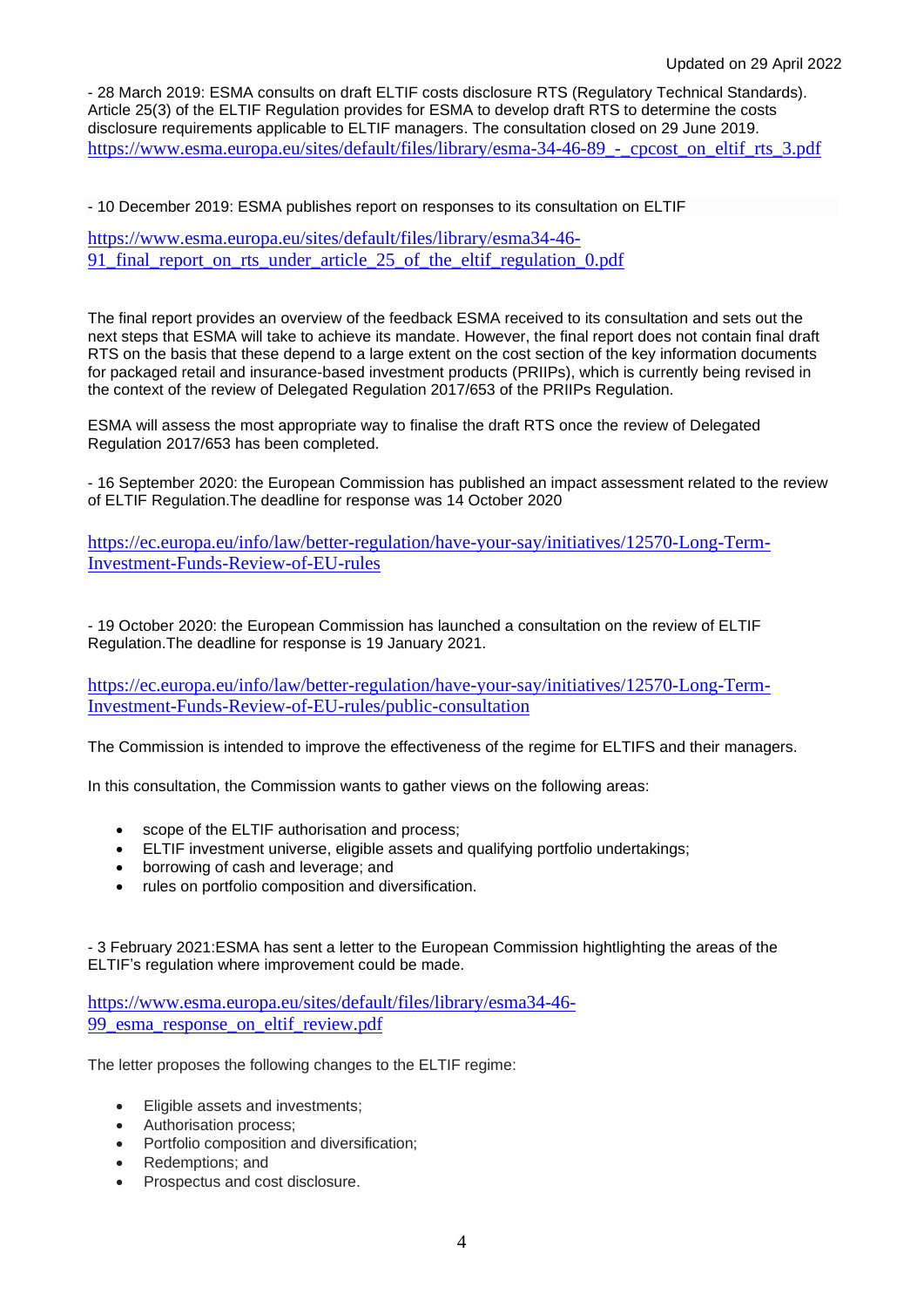- 28 March 2019: ESMA consults on draft ELTIF costs disclosure RTS (Regulatory Technical Standards). Article 25(3) of the ELTIF Regulation provides for ESMA to develop draft RTS to determine the costs disclosure requirements applicable to ELTIF managers. The consultation closed on 29 June 2019.
https://www.esma.europa.eu/sites/default/files/library/esma-34-46-89_-_cpcost_on_eltif_rts_3.pdf

- 10 December 2019: ESMA publishes report on responses to its consultation on ELTIF

https://www.esma.europa.eu/sites/default/files/library/esma34-46-91_final_report_on_rts_under_article_25_of_the_eltif_regulation_0.pdf

The final report provides an overview of the feedback ESMA received to its consultation and sets out the next steps that ESMA will take to achieve its mandate. However, the final report does not contain final draft RTS on the basis that these depend to a large extent on the cost section of the key information documents for packaged retail and insurance-based investment products (PRIIPs), which is currently being revised in the context of the review of Delegated Regulation 2017/653 of the PRIIPs Regulation.

ESMA will assess the most appropriate way to finalise the draft RTS once the review of Delegated Regulation 2017/653 has been completed.

- 16 September 2020: the European Commission has published an impact assessment related to the review of ELTIF Regulation.The deadline for response was 14 October 2020

https://ec.europa.eu/info/law/better-regulation/have-your-say/initiatives/12570-Long-Term-Investment-Funds-Review-of-EU-rules

- 19 October 2020: the European Commission has launched a consultation on the review of ELTIF Regulation.The deadline for response is 19 January 2021.

https://ec.europa.eu/info/law/better-regulation/have-your-say/initiatives/12570-Long-Term-Investment-Funds-Review-of-EU-rules/public-consultation

The Commission is intended to improve the effectiveness of the regime for ELTIFS and their managers.

In this consultation, the Commission wants to gather views on the following areas:

- scope of the ELTIF authorisation and process;
- ELTIF investment universe, eligible assets and qualifying portfolio undertakings;
- borrowing of cash and leverage; and
- rules on portfolio composition and diversification.

- 3 February 2021:ESMA has sent a letter to the European Commission hightlighting the areas of the ELTIF's regulation where improvement could be made.

https://www.esma.europa.eu/sites/default/files/library/esma34-46-99_esma_response_on_eltif_review.pdf

The letter proposes the following changes to the ELTIF regime:

- Eligible assets and investments;
- Authorisation process;
- Portfolio composition and diversification;
- Redemptions; and
- Prospectus and cost disclosure.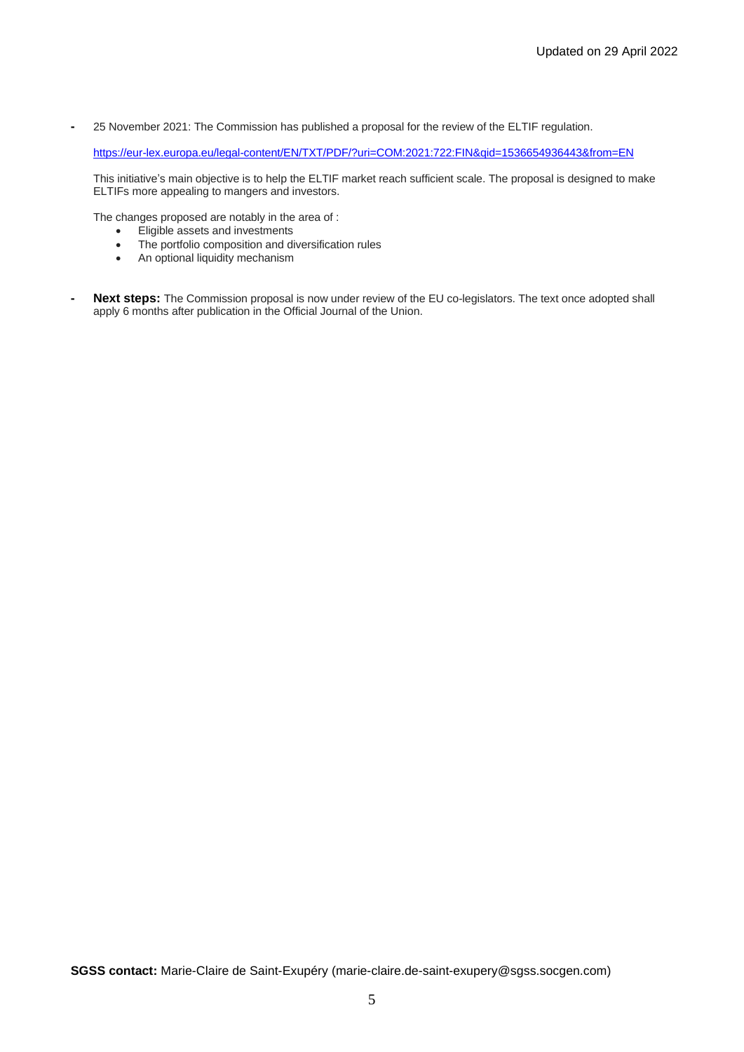- 25 November 2021: The Commission has published a proposal for the review of the ELTIF regulation.

  https://eur-lex.europa.eu/legal-content/EN/TXT/PDF/?uri=COM:2021:722:FIN&qid=1536654936443&from=EN

  This initiative's main objective is to help the ELTIF market reach sufficient scale. The proposal is designed to make ELTIFs more appealing to mangers and investors.

  The changes proposed are notably in the area of :
  - Eligible assets and investments
  - The portfolio composition and diversification rules
  - An optional liquidity mechanism

- **Next steps:** The Commission proposal is now under review of the EU co-legislators. The text once adopted shall apply 6 months after publication in the Official Journal of the Union.

**SGSS contact:** Marie-Claire de Saint-Exupéry (marie-claire.de-saint-exupery@sgss.socgen.com)